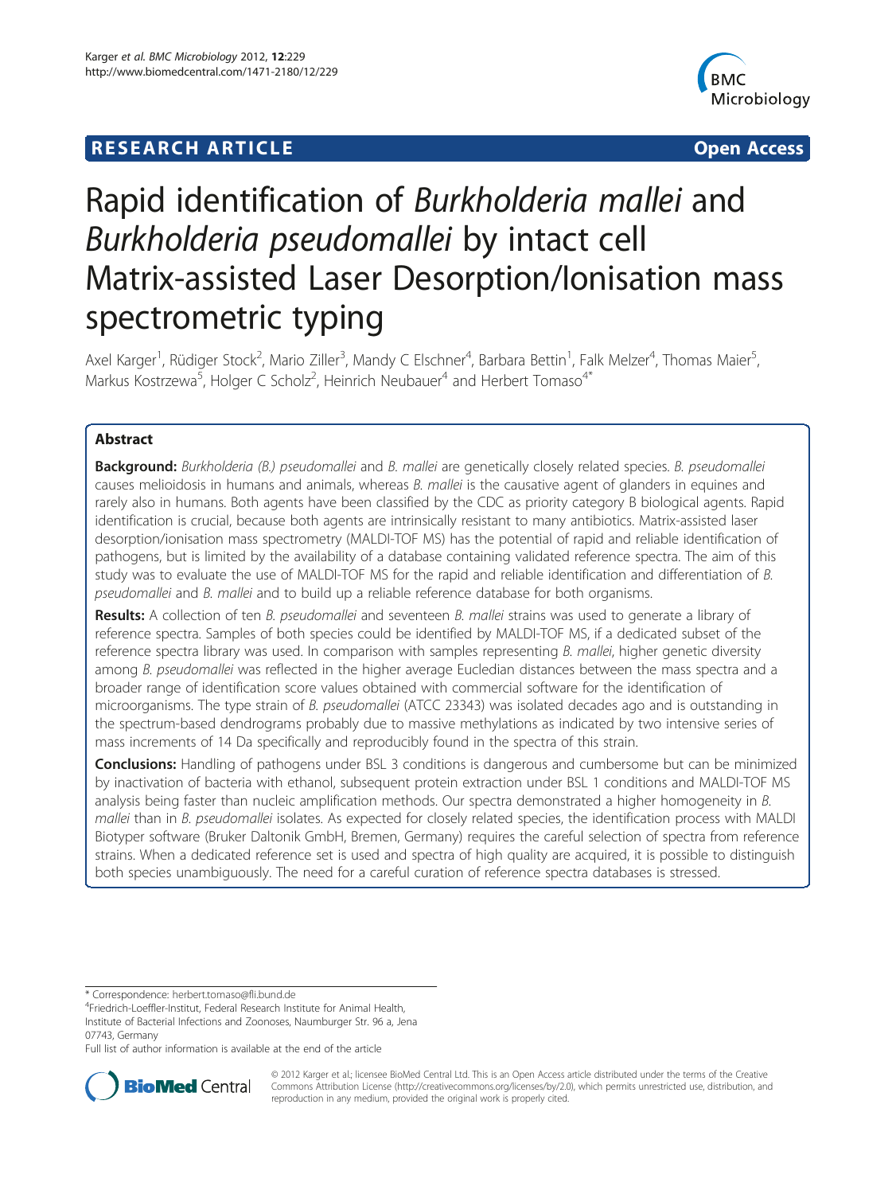RESEARCH ARTICLE **Open Access**

# Rapid identification of *Burkholderia mallei* and *Burkholderia pseudomallei* by intact cell Matrix-assisted Laser Desorption/Ionisation mass spectrometric typing

Axel Karger[1], Rüdiger Stock[2], Mario Ziller[3], Mandy C Elschner[4], Barbara Bettin[1], Falk Melzer[4], Thomas Maier[5], Markus Kostrzewa[5], Holger C Scholz[2], Heinrich Neubauer[4] and Herbert Tomaso[4*]

## Abstract

**Background:** *Burkholderia (B.) pseudomallei* and *B. mallei* are genetically closely related species. *B. pseudomallei* causes melioidosis in humans and animals, whereas *B. mallei* is the causative agent of glanders in equines and rarely also in humans. Both agents have been classified by the CDC as priority category B biological agents. Rapid identification is crucial, because both agents are intrinsically resistant to many antibiotics. Matrix-assisted laser desorption/ionisation mass spectrometry (MALDI-TOF MS) has the potential of rapid and reliable identification of pathogens, but is limited by the availability of a database containing validated reference spectra. The aim of this study was to evaluate the use of MALDI-TOF MS for the rapid and reliable identification and differentiation of *B. pseudomallei* and *B. mallei* and to build up a reliable reference database for both organisms.

**Results:** A collection of ten *B. pseudomallei* and seventeen *B. mallei* strains was used to generate a library of reference spectra. Samples of both species could be identified by MALDI-TOF MS, if a dedicated subset of the reference spectra library was used. In comparison with samples representing *B. mallei*, higher genetic diversity among *B. pseudomallei* was reflected in the higher average Eucledian distances between the mass spectra and a broader range of identification score values obtained with commercial software for the identification of microorganisms. The type strain of *B. pseudomallei* (ATCC 23343) was isolated decades ago and is outstanding in the spectrum-based dendrograms probably due to massive methylations as indicated by two intensive series of mass increments of 14 Da specifically and reproducibly found in the spectra of this strain.

**Conclusions:** Handling of pathogens under BSL 3 conditions is dangerous and cumbersome but can be minimized by inactivation of bacteria with ethanol, subsequent protein extraction under BSL 1 conditions and MALDI-TOF MS analysis being faster than nucleic amplification methods. Our spectra demonstrated a higher homogeneity in *B. mallei* than in *B. pseudomallei* isolates. As expected for closely related species, the identification process with MALDI Biotyper software (Bruker Daltonik GmbH, Bremen, Germany) requires the careful selection of spectra from reference strains. When a dedicated reference set is used and spectra of high quality are acquired, it is possible to distinguish both species unambiguously. The need for a careful curation of reference spectra databases is stressed.

\* Correspondence: herbert.tomaso@fli.bund.de
[4]Friedrich-Loeffler-Institut, Federal Research Institute for Animal Health, Institute of Bacterial Infections and Zoonoses, Naumburger Str. 96 a, Jena 07743, Germany
Full list of author information is available at the end of the article

© 2012 Karger et al.; licensee BioMed Central Ltd. This is an Open Access article distributed under the terms of the Creative Commons Attribution License (http://creativecommons.org/licenses/by/2.0), which permits unrestricted use, distribution, and reproduction in any medium, provided the original work is properly cited.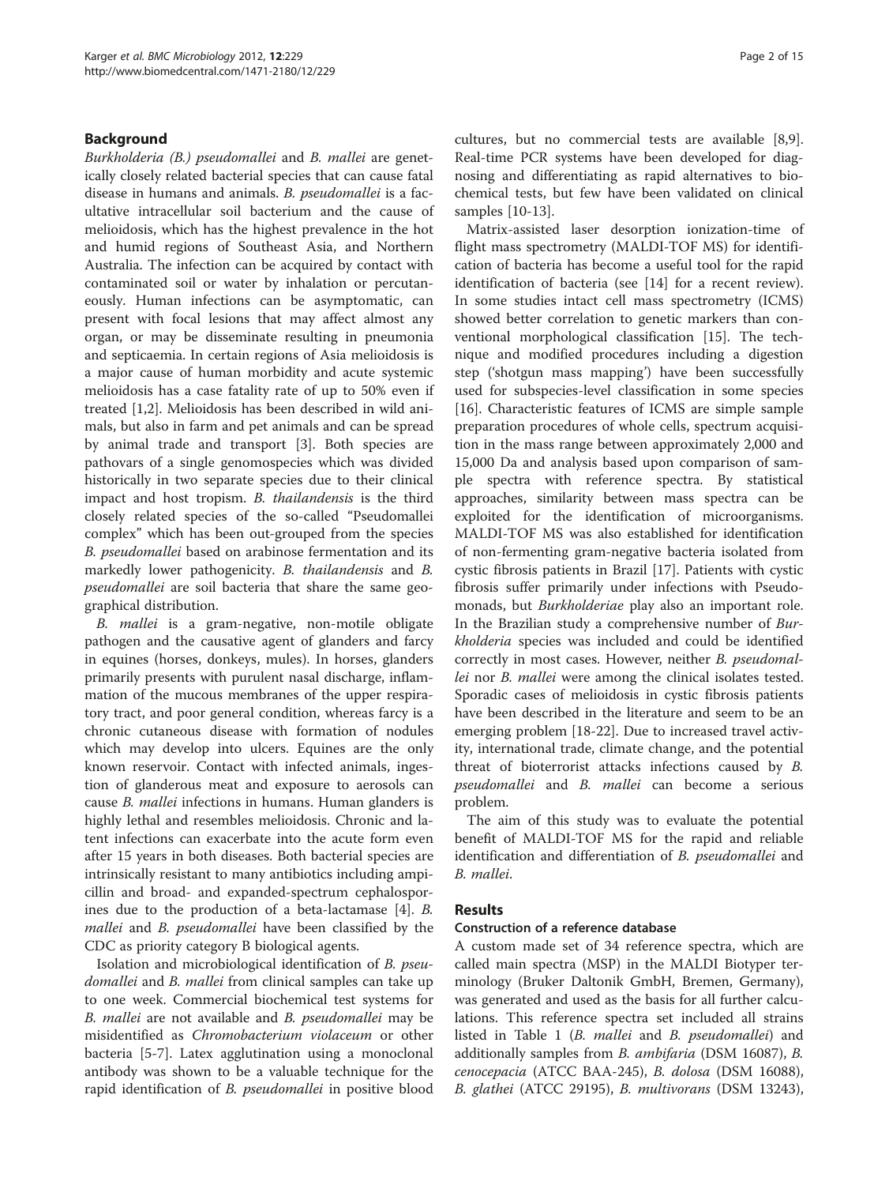## Background

*Burkholderia (B.) pseudomallei* and *B. mallei* are genetically closely related bacterial species that can cause fatal disease in humans and animals. *B. pseudomallei* is a facultative intracellular soil bacterium and the cause of melioidosis, which has the highest prevalence in the hot and humid regions of Southeast Asia, and Northern Australia. The infection can be acquired by contact with contaminated soil or water by inhalation or percutaneously. Human infections can be asymptomatic, can present with focal lesions that may affect almost any organ, or may be disseminate resulting in pneumonia and septicaemia. In certain regions of Asia melioidosis is a major cause of human morbidity and acute systemic melioidosis has a case fatality rate of up to 50% even if treated [1,2]. Melioidosis has been described in wild animals, but also in farm and pet animals and can be spread by animal trade and transport [3]. Both species are pathovars of a single genomospecies which was divided historically in two separate species due to their clinical impact and host tropism. *B. thailandensis* is the third closely related species of the so-called "Pseudomallei complex" which has been out-grouped from the species *B. pseudomallei* based on arabinose fermentation and its markedly lower pathogenicity. *B. thailandensis* and *B. pseudomallei* are soil bacteria that share the same geographical distribution.

*B. mallei* is a gram-negative, non-motile obligate pathogen and the causative agent of glanders and farcy in equines (horses, donkeys, mules). In horses, glanders primarily presents with purulent nasal discharge, inflammation of the mucous membranes of the upper respiratory tract, and poor general condition, whereas farcy is a chronic cutaneous disease with formation of nodules which may develop into ulcers. Equines are the only known reservoir. Contact with infected animals, ingestion of glanderous meat and exposure to aerosols can cause *B. mallei* infections in humans. Human glanders is highly lethal and resembles melioidosis. Chronic and latent infections can exacerbate into the acute form even after 15 years in both diseases. Both bacterial species are intrinsically resistant to many antibiotics including ampicillin and broad- and expanded-spectrum cephalosporines due to the production of a beta-lactamase [4]. *B. mallei* and *B. pseudomallei* have been classified by the CDC as priority category B biological agents.

Isolation and microbiological identification of *B. pseudomallei* and *B. mallei* from clinical samples can take up to one week. Commercial biochemical test systems for *B. mallei* are not available and *B. pseudomallei* may be misidentified as *Chromobacterium violaceum* or other bacteria [5-7]. Latex agglutination using a monoclonal antibody was shown to be a valuable technique for the rapid identification of *B. pseudomallei* in positive blood cultures, but no commercial tests are available [8,9]. Real-time PCR systems have been developed for diagnosing and differentiating as rapid alternatives to biochemical tests, but few have been validated on clinical samples [10-13].

Matrix-assisted laser desorption ionization-time of flight mass spectrometry (MALDI-TOF MS) for identification of bacteria has become a useful tool for the rapid identification of bacteria (see [14] for a recent review). In some studies intact cell mass spectrometry (ICMS) showed better correlation to genetic markers than conventional morphological classification [15]. The technique and modified procedures including a digestion step ('shotgun mass mapping') have been successfully used for subspecies-level classification in some species [16]. Characteristic features of ICMS are simple sample preparation procedures of whole cells, spectrum acquisition in the mass range between approximately 2,000 and 15,000 Da and analysis based upon comparison of sample spectra with reference spectra. By statistical approaches, similarity between mass spectra can be exploited for the identification of microorganisms. MALDI-TOF MS was also established for identification of non-fermenting gram-negative bacteria isolated from cystic fibrosis patients in Brazil [17]. Patients with cystic fibrosis suffer primarily under infections with Pseudomonads, but *Burkholderiae* play also an important role. In the Brazilian study a comprehensive number of *Burkholderia* species was included and could be identified correctly in most cases. However, neither *B. pseudomallei* nor *B. mallei* were among the clinical isolates tested. Sporadic cases of melioidosis in cystic fibrosis patients have been described in the literature and seem to be an emerging problem [18-22]. Due to increased travel activity, international trade, climate change, and the potential threat of bioterrorist attacks infections caused by *B. pseudomallei* and *B. mallei* can become a serious problem.

The aim of this study was to evaluate the potential benefit of MALDI-TOF MS for the rapid and reliable identification and differentiation of *B. pseudomallei* and *B. mallei*.

## Results

### Construction of a reference database

A custom made set of 34 reference spectra, which are called main spectra (MSP) in the MALDI Biotyper terminology (Bruker Daltonik GmbH, Bremen, Germany), was generated and used as the basis for all further calculations. This reference spectra set included all strains listed in Table 1 (*B. mallei* and *B. pseudomallei*) and additionally samples from *B. ambifaria* (DSM 16087), *B. cenocepacia* (ATCC BAA-245), *B. dolosa* (DSM 16088), *B. glathei* (ATCC 29195), *B. multivorans* (DSM 13243),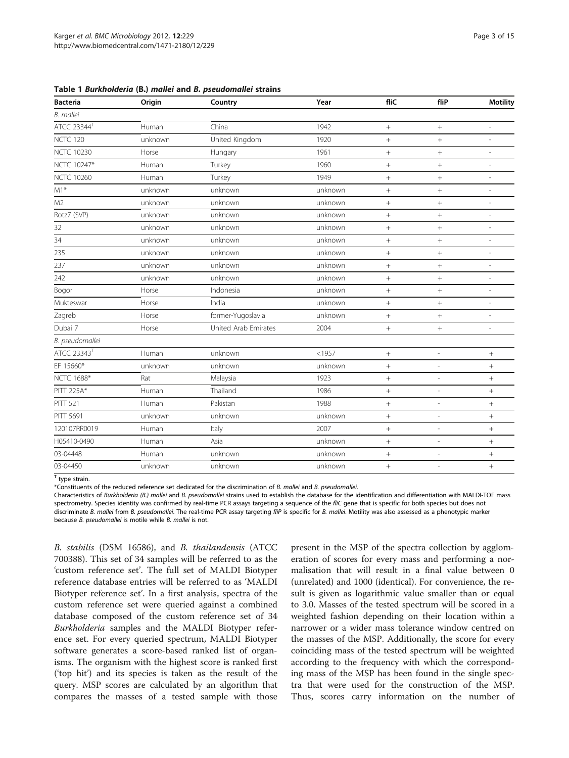**Table 1 *Burkholderia* (B.) *mallei* and *B. pseudomallei* strains**

| Bacteria | Origin | Country | Year | fliC | fliP | Motility |
|---|---|---|---|---|---|---|
| *B. mallei* | | | | | | |
| ATCC 23344[T] | Human | China | 1942 | + | + | - |
| NCTC 120 | unknown | United Kingdom | 1920 | + | + | - |
| NCTC 10230 | Horse | Hungary | 1961 | + | + | - |
| NCTC 10247* | Human | Turkey | 1960 | + | + | - |
| NCTC 10260 | Human | Turkey | 1949 | + | + | - |
| M1* | unknown | unknown | unknown | + | + | - |
| M2 | unknown | unknown | unknown | + | + | - |
| Rotz7 (SVP) | unknown | unknown | unknown | + | + | - |
| 32 | unknown | unknown | unknown | + | + | - |
| 34 | unknown | unknown | unknown | + | + | - |
| 235 | unknown | unknown | unknown | + | + | - |
| 237 | unknown | unknown | unknown | + | + | - |
| 242 | unknown | unknown | unknown | + | + | - |
| Bogor | Horse | Indonesia | unknown | + | + | - |
| Mukteswar | Horse | India | unknown | + | + | - |
| Zagreb | Horse | former-Yugoslavia | unknown | + | + | - |
| Dubai 7 | Horse | United Arab Emirates | 2004 | + | + | - |
| *B. pseudomallei* | | | | | | |
| ATCC 23343[T] | Human | unknown | <1957 | + | - | + |
| EF 15660* | unknown | unknown | unknown | + | - | + |
| NCTC 1688* | Rat | Malaysia | 1923 | + | - | + |
| PITT 225A* | Human | Thailand | 1986 | + | - | + |
| PITT 521 | Human | Pakistan | 1988 | + | - | + |
| PITT 5691 | unknown | unknown | unknown | + | - | + |
| 120107RR0019 | Human | Italy | 2007 | + | - | + |
| H05410-0490 | Human | Asia | unknown | + | - | + |
| 03-04448 | Human | unknown | unknown | + | - | + |
| 03-04450 | unknown | unknown | unknown | + | - | + |

[T] type strain.

*Constituents of the reduced reference set dedicated for the discrimination of *B. mallei* and *B. pseudomallei*.

Characteristics of *Burkholderia (B.) mallei* and *B. pseudomallei* strains used to establish the database for the identification and differentiation with MALDI-TOF mass spectrometry. Species identity was confirmed by real-time PCR assays targeting a sequence of the *fliC* gene that is specific for both species but does not discriminate *B. mallei* from *B. pseudomallei*. The real-time PCR assay targeting *fliP* is specific for *B. mallei*. Motility was also assessed as a phenotypic marker because *B. pseudomallei* is motile while *B. mallei* is not.

*B. stabilis* (DSM 16586), and *B. thailandensis* (ATCC 700388). This set of 34 samples will be referred to as the 'custom reference set'. The full set of MALDI Biotyper reference database entries will be referred to as 'MALDI Biotyper reference set'. In a first analysis, spectra of the custom reference set were queried against a combined database composed of the custom reference set of 34 *Burkholderia* samples and the MALDI Biotyper reference set. For every queried spectrum, MALDI Biotyper software generates a score-based ranked list of organisms. The organism with the highest score is ranked first ('top hit') and its species is taken as the result of the query. MSP scores are calculated by an algorithm that compares the masses of a tested sample with those present in the MSP of the spectra collection by agglomeration of scores for every mass and performing a normalisation that will result in a final value between 0 (unrelated) and 1000 (identical). For convenience, the result is given as logarithmic value smaller than or equal to 3.0. Masses of the tested spectrum will be scored in a weighted fashion depending on their location within a narrower or a wider mass tolerance window centred on the masses of the MSP. Additionally, the score for every coinciding mass of the tested spectrum will be weighted according to the frequency with which the corresponding mass of the MSP has been found in the single spectra that were used for the construction of the MSP. Thus, scores carry information on the number of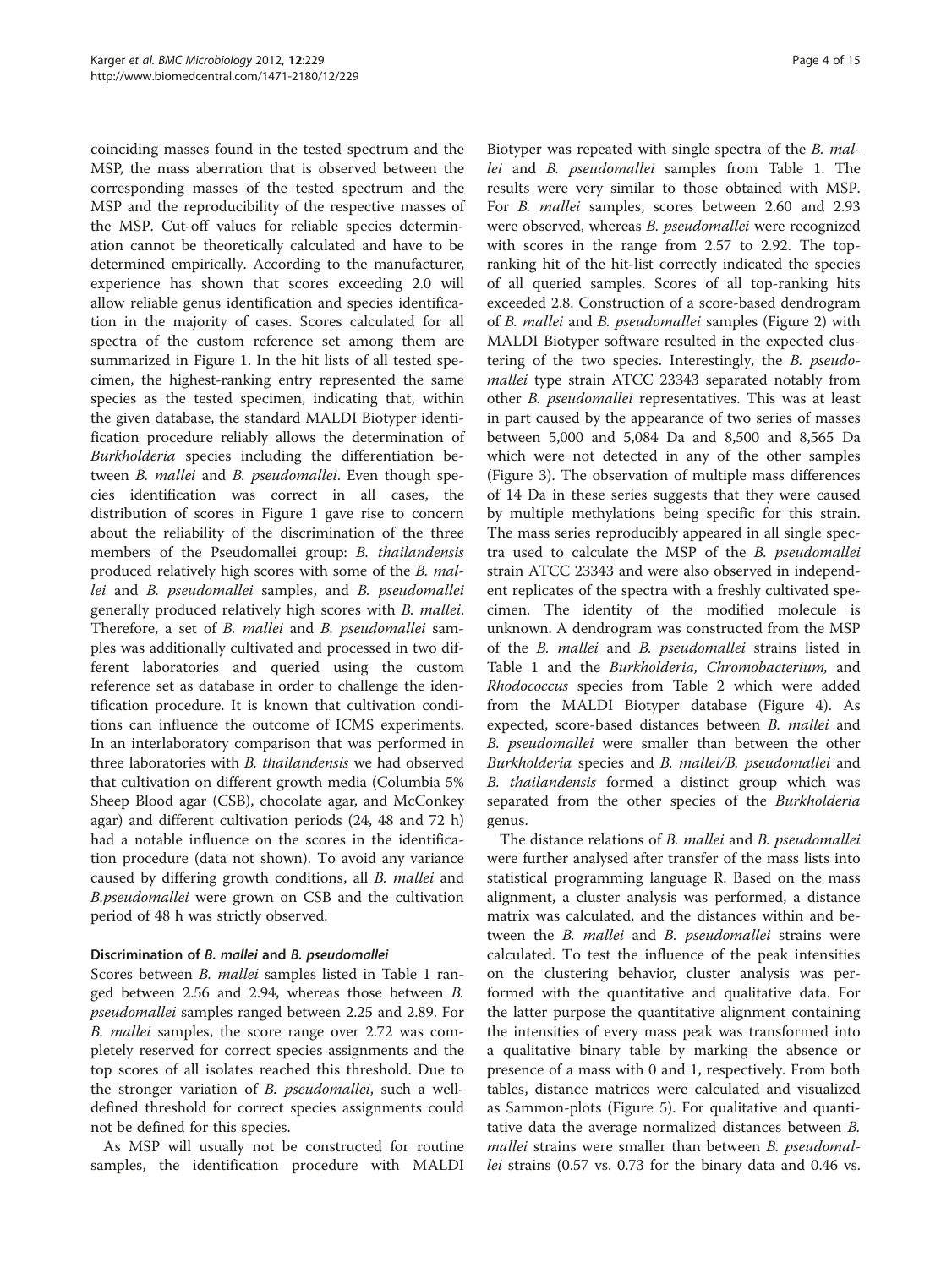coinciding masses found in the tested spectrum and the MSP, the mass aberration that is observed between the corresponding masses of the tested spectrum and the MSP and the reproducibility of the respective masses of the MSP. Cut-off values for reliable species determination cannot be theoretically calculated and have to be determined empirically. According to the manufacturer, experience has shown that scores exceeding 2.0 will allow reliable genus identification and species identification in the majority of cases. Scores calculated for all spectra of the custom reference set among them are summarized in Figure 1. In the hit lists of all tested specimen, the highest-ranking entry represented the same species as the tested specimen, indicating that, within the given database, the standard MALDI Biotyper identification procedure reliably allows the determination of *Burkholderia* species including the differentiation between *B. mallei* and *B. pseudomallei*. Even though species identification was correct in all cases, the distribution of scores in Figure 1 gave rise to concern about the reliability of the discrimination of the three members of the Pseudomallei group: *B. thailandensis* produced relatively high scores with some of the *B. mallei* and *B. pseudomallei* samples, and *B. pseudomallei* generally produced relatively high scores with *B. mallei*. Therefore, a set of *B. mallei* and *B. pseudomallei* samples was additionally cultivated and processed in two different laboratories and queried using the custom reference set as database in order to challenge the identification procedure. It is known that cultivation conditions can influence the outcome of ICMS experiments. In an interlaboratory comparison that was performed in three laboratories with *B. thailandensis* we had observed that cultivation on different growth media (Columbia 5% Sheep Blood agar (CSB), chocolate agar, and McConkey agar) and different cultivation periods (24, 48 and 72 h) had a notable influence on the scores in the identification procedure (data not shown). To avoid any variance caused by differing growth conditions, all *B. mallei* and *B.pseudomallei* were grown on CSB and the cultivation period of 48 h was strictly observed.

### Discrimination of *B. mallei* and *B. pseudomallei*

Scores between *B. mallei* samples listed in Table 1 ranged between 2.56 and 2.94, whereas those between *B. pseudomallei* samples ranged between 2.25 and 2.89. For *B. mallei* samples, the score range over 2.72 was completely reserved for correct species assignments and the top scores of all isolates reached this threshold. Due to the stronger variation of *B. pseudomallei*, such a well-defined threshold for correct species assignments could not be defined for this species.

As MSP will usually not be constructed for routine samples, the identification procedure with MALDI Biotyper was repeated with single spectra of the *B. mallei* and *B. pseudomallei* samples from Table 1. The results were very similar to those obtained with MSP. For *B. mallei* samples, scores between 2.60 and 2.93 were observed, whereas *B. pseudomallei* were recognized with scores in the range from 2.57 to 2.92. The top-ranking hit of the hit-list correctly indicated the species of all queried samples. Scores of all top-ranking hits exceeded 2.8. Construction of a score-based dendrogram of *B. mallei* and *B. pseudomallei* samples (Figure 2) with MALDI Biotyper software resulted in the expected clustering of the two species. Interestingly, the *B. pseudomallei* type strain ATCC 23343 separated notably from other *B. pseudomallei* representatives. This was at least in part caused by the appearance of two series of masses between 5,000 and 5,084 Da and 8,500 and 8,565 Da which were not detected in any of the other samples (Figure 3). The observation of multiple mass differences of 14 Da in these series suggests that they were caused by multiple methylations being specific for this strain. The mass series reproducibly appeared in all single spectra used to calculate the MSP of the *B. pseudomallei* strain ATCC 23343 and were also observed in independent replicates of the spectra with a freshly cultivated specimen. The identity of the modified molecule is unknown. A dendrogram was constructed from the MSP of the *B. mallei* and *B. pseudomallei* strains listed in Table 1 and the *Burkholderia, Chromobacterium,* and *Rhodococcus* species from Table 2 which were added from the MALDI Biotyper database (Figure 4). As expected, score-based distances between *B. mallei* and *B. pseudomallei* were smaller than between the other *Burkholderia* species and *B. mallei/B. pseudomallei* and *B. thailandensis* formed a distinct group which was separated from the other species of the *Burkholderia* genus.

The distance relations of *B. mallei* and *B. pseudomallei* were further analysed after transfer of the mass lists into statistical programming language R. Based on the mass alignment, a cluster analysis was performed, a distance matrix was calculated, and the distances within and between the *B. mallei* and *B. pseudomallei* strains were calculated. To test the influence of the peak intensities on the clustering behavior, cluster analysis was performed with the quantitative and qualitative data. For the latter purpose the quantitative alignment containing the intensities of every mass peak was transformed into a qualitative binary table by marking the absence or presence of a mass with 0 and 1, respectively. From both tables, distance matrices were calculated and visualized as Sammon-plots (Figure 5). For qualitative and quantitative data the average normalized distances between *B. mallei* strains were smaller than between *B. pseudomallei* strains (0.57 vs. 0.73 for the binary data and 0.46 vs.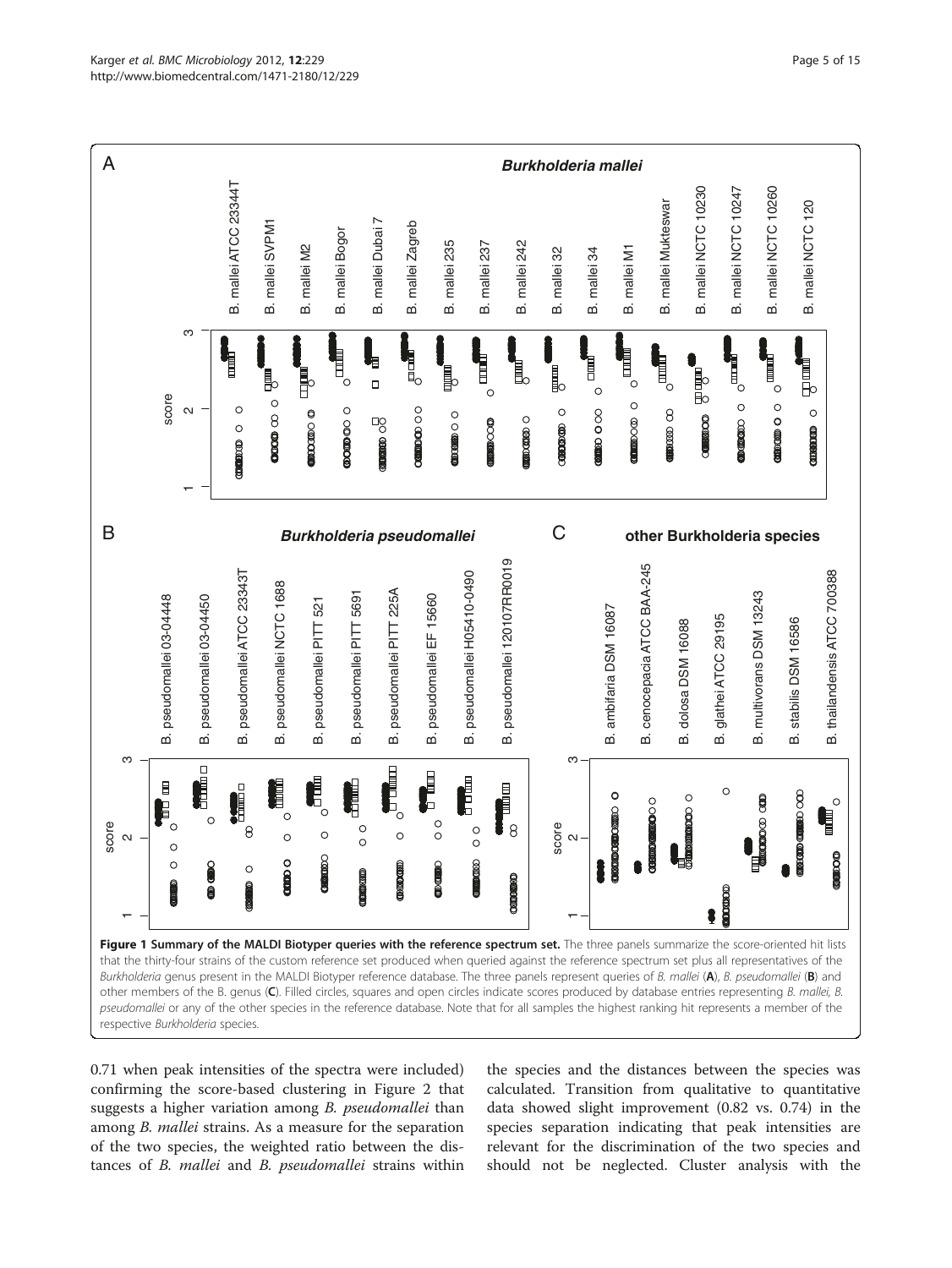**Figure 1 Summary of the MALDI Biotyper queries with the reference spectrum set.** The three panels summarize the score-oriented hit lists that the thirty-four strains of the custom reference set produced when queried against the reference spectrum set plus all representatives of the *Burkholderia* genus present in the MALDI Biotyper reference database. The three panels represent queries of *B. mallei* (**A**), *B. pseudomallei* (**B**) and other members of the B. genus (**C**). Filled circles, squares and open circles indicate scores produced by database entries representing *B. mallei*, *B. pseudomallei* or any of the other species in the reference database. Note that for all samples the highest ranking hit represents a member of the respective *Burkholderia* species.

0.71 when peak intensities of the spectra were included) confirming the score-based clustering in Figure 2 that suggests a higher variation among *B. pseudomallei* than among *B. mallei* strains. As a measure for the separation of the two species, the weighted ratio between the distances of *B. mallei* and *B. pseudomallei* strains within the species and the distances between the species was calculated. Transition from qualitative to quantitative data showed slight improvement (0.82 vs. 0.74) in the species separation indicating that peak intensities are relevant for the discrimination of the two species and should not be neglected. Cluster analysis with the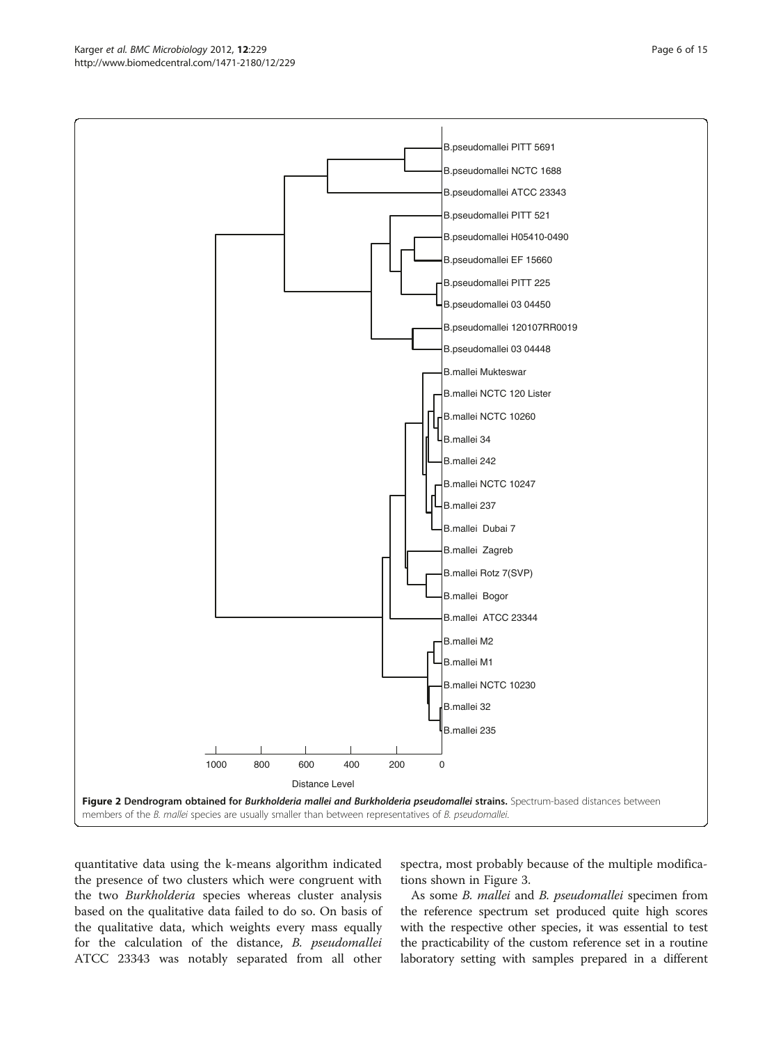**Figure 2 Dendrogram obtained for *Burkholderia mallei and Burkholderia pseudomallei* strains.** Spectrum-based distances between members of the *B. mallei* species are usually smaller than between representatives of *B. pseudomallei*.

quantitative data using the k-means algorithm indicated the presence of two clusters which were congruent with the two *Burkholderia* species whereas cluster analysis based on the qualitative data failed to do so. On basis of the qualitative data, which weights every mass equally for the calculation of the distance, *B. pseudomallei* ATCC 23343 was notably separated from all other spectra, most probably because of the multiple modifications shown in Figure 3.

As some *B. mallei* and *B. pseudomallei* specimen from the reference spectrum set produced quite high scores with the respective other species, it was essential to test the practicability of the custom reference set in a routine laboratory setting with samples prepared in a different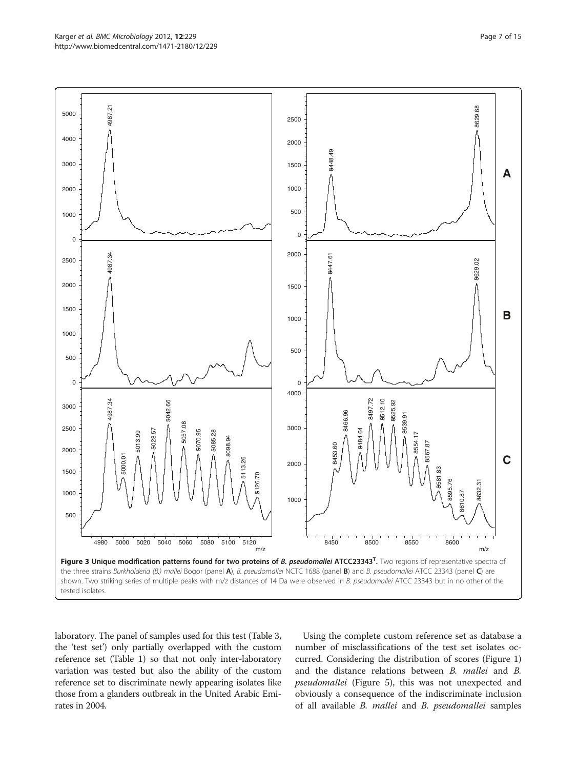**Figure 3 Unique modification patterns found for two proteins of *B. pseudomallei* ATCC23343$^T$.** Two regions of representative spectra of the three strains *Burkholderia (B.) mallei* Bogor (panel **A**), *B. pseudomallei* NCTC 1688 (panel **B**) and *B. pseudomallei* ATCC 23343 (panel **C**) are shown. Two striking series of multiple peaks with m/z distances of 14 Da were observed in *B. pseudomallei* ATCC 23343 but in no other of the tested isolates.

laboratory. The panel of samples used for this test (Table 3, the 'test set') only partially overlapped with the custom reference set (Table 1) so that not only inter-laboratory variation was tested but also the ability of the custom reference set to discriminate newly appearing isolates like those from a glanders outbreak in the United Arabic Emirates in 2004.

Using the complete custom reference set as database a number of misclassifications of the test set isolates occurred. Considering the distribution of scores (Figure 1) and the distance relations between *B. mallei* and *B. pseudomallei* (Figure 5), this was not unexpected and obviously a consequence of the indiscriminate inclusion of all available *B. mallei* and *B. pseudomallei* samples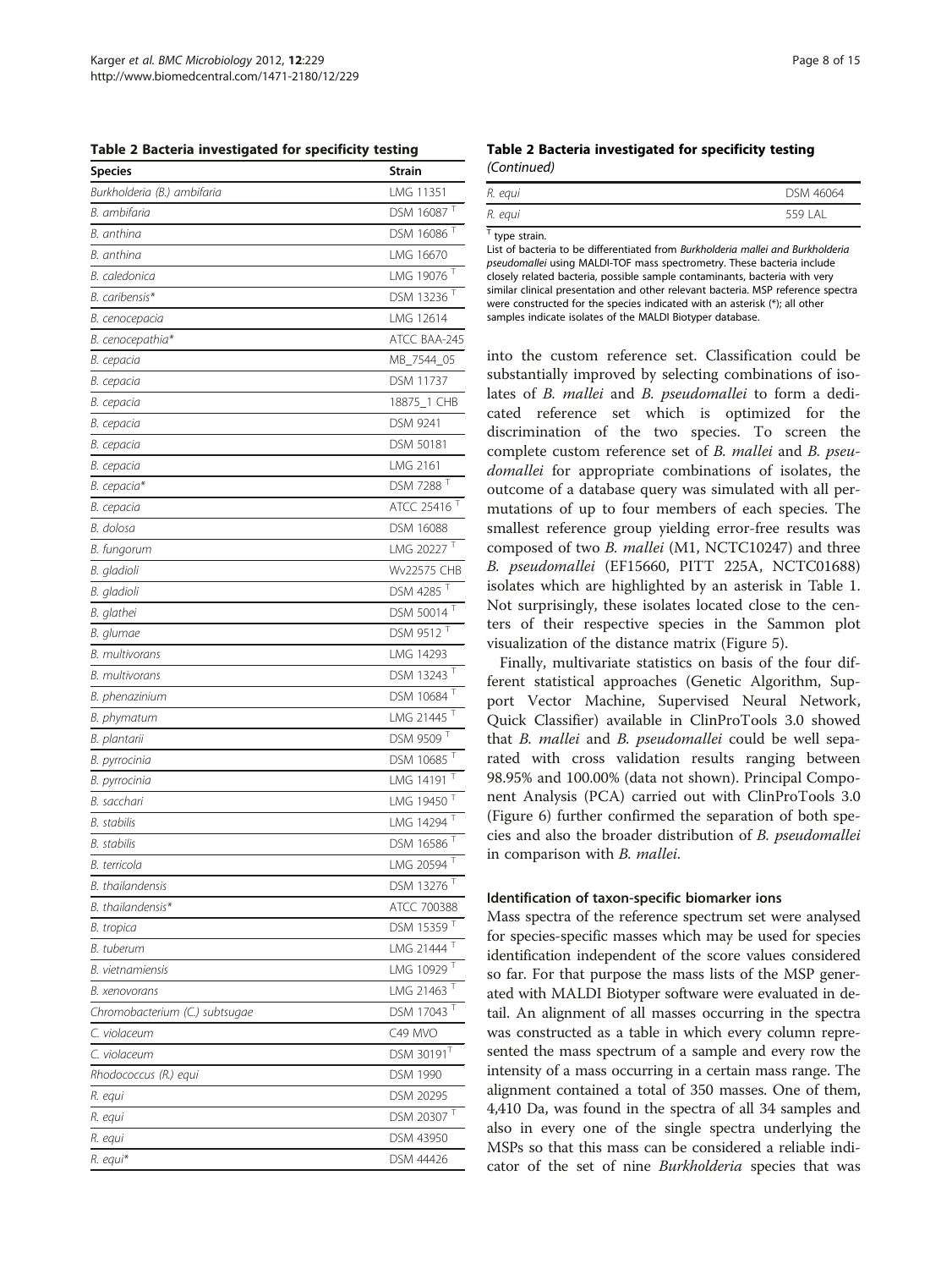**Table 2 Bacteria investigated for specificity testing**

| Species | Strain |
|---|---|
| *Burkholderia (B.) ambifaria* | LMG 11351 |
| *B. ambifaria* | DSM 16087 [T] |
| *B. anthina* | DSM 16086 [T] |
| *B. anthina* | LMG 16670 |
| *B. caledonica* | LMG 19076 [T] |
| *B. caribensis** | DSM 13236 [T] |
| *B. cenocepacia* | LMG 12614 |
| *B. cenocepathia** | ATCC BAA-245 |
| *B. cepacia* | MB_7544_05 |
| *B. cepacia* | DSM 11737 |
| *B. cepacia* | 18875_1 CHB |
| *B. cepacia* | DSM 9241 |
| *B. cepacia* | DSM 50181 |
| *B. cepacia* | LMG 2161 |
| *B. cepacia** | DSM 7288 [T] |
| *B. cepacia* | ATCC 25416 [T] |
| *B. dolosa* | DSM 16088 |
| *B. fungorum* | LMG 20227 [T] |
| *B. gladioli* | Wv22575 CHB |
| *B. gladioli* | DSM 4285 [T] |
| *B. glathei* | DSM 50014 [T] |
| *B. glumae* | DSM 9512 [T] |
| *B. multivorans* | LMG 14293 |
| *B. multivorans* | DSM 13243 [T] |
| *B. phenazinium* | DSM 10684 [T] |
| *B. phymatum* | LMG 21445 [T] |
| *B. plantarii* | DSM 9509 [T] |
| *B. pyrrocinia* | DSM 10685 [T] |
| *B. pyrrocinia* | LMG 14191 [T] |
| *B. sacchari* | LMG 19450 [T] |
| *B. stabilis* | LMG 14294 [T] |
| *B. stabilis* | DSM 16586 [T] |
| *B. terricola* | LMG 20594 [T] |
| *B. thailandensis* | DSM 13276 [T] |
| *B. thailandensis** | ATCC 700388 |
| *B. tropica* | DSM 15359 [T] |
| *B. tuberum* | LMG 21444 [T] |
| *B. vietnamiensis* | LMG 10929 [T] |
| *B. xenovorans* | LMG 21463 [T] |
| *Chromobacterium (C.) subtsugae* | DSM 17043 [T] |
| *C. violaceum* | C49 MVO |
| *C. violaceum* | DSM 30191[T] |
| *Rhodococcus (R.) equi* | DSM 1990 |
| *R. equi* | DSM 20295 |
| *R. equi* | DSM 20307 [T] |
| *R. equi* | DSM 43950 |
| *R. equi** | DSM 44426 |
| *R. equi* | DSM 46064 |
| *R. equi* | 559 LAL |

[T] type strain.

List of bacteria to be differentiated from *Burkholderia mallei* and *Burkholderia pseudomallei* using MALDI-TOF mass spectrometry. These bacteria include closely related bacteria, possible sample contaminants, bacteria with very similar clinical presentation and other relevant bacteria. MSP reference spectra were constructed for the species indicated with an asterisk (*); all other samples indicate isolates of the MALDI Biotyper database.

into the custom reference set. Classification could be substantially improved by selecting combinations of isolates of *B. mallei* and *B. pseudomallei* to form a dedicated reference set which is optimized for the discrimination of the two species. To screen the complete custom reference set of *B. mallei* and *B. pseudomallei* for appropriate combinations of isolates, the outcome of a database query was simulated with all permutations of up to four members of each species. The smallest reference group yielding error-free results was composed of two *B. mallei* (M1, NCTC10247) and three *B. pseudomallei* (EF15660, PITT 225A, NCTC01688) isolates which are highlighted by an asterisk in Table 1. Not surprisingly, these isolates located close to the centers of their respective species in the Sammon plot visualization of the distance matrix (Figure 5).

Finally, multivariate statistics on basis of the four different statistical approaches (Genetic Algorithm, Support Vector Machine, Supervised Neural Network, Quick Classifier) available in ClinProTools 3.0 showed that *B. mallei* and *B. pseudomallei* could be well separated with cross validation results ranging between 98.95% and 100.00% (data not shown). Principal Component Analysis (PCA) carried out with ClinProTools 3.0 (Figure 6) further confirmed the separation of both species and also the broader distribution of *B. pseudomallei* in comparison with *B. mallei*.

### Identification of taxon-specific biomarker ions

Mass spectra of the reference spectrum set were analysed for species-specific masses which may be used for species identification independent of the score values considered so far. For that purpose the mass lists of the MSP generated with MALDI Biotyper software were evaluated in detail. An alignment of all masses occurring in the spectra was constructed as a table in which every column represented the mass spectrum of a sample and every row the intensity of a mass occurring in a certain mass range. The alignment contained a total of 350 masses. One of them, 4,410 Da, was found in the spectra of all 34 samples and also in every one of the single spectra underlying the MSPs so that this mass can be considered a reliable indicator of the set of nine *Burkholderia* species that was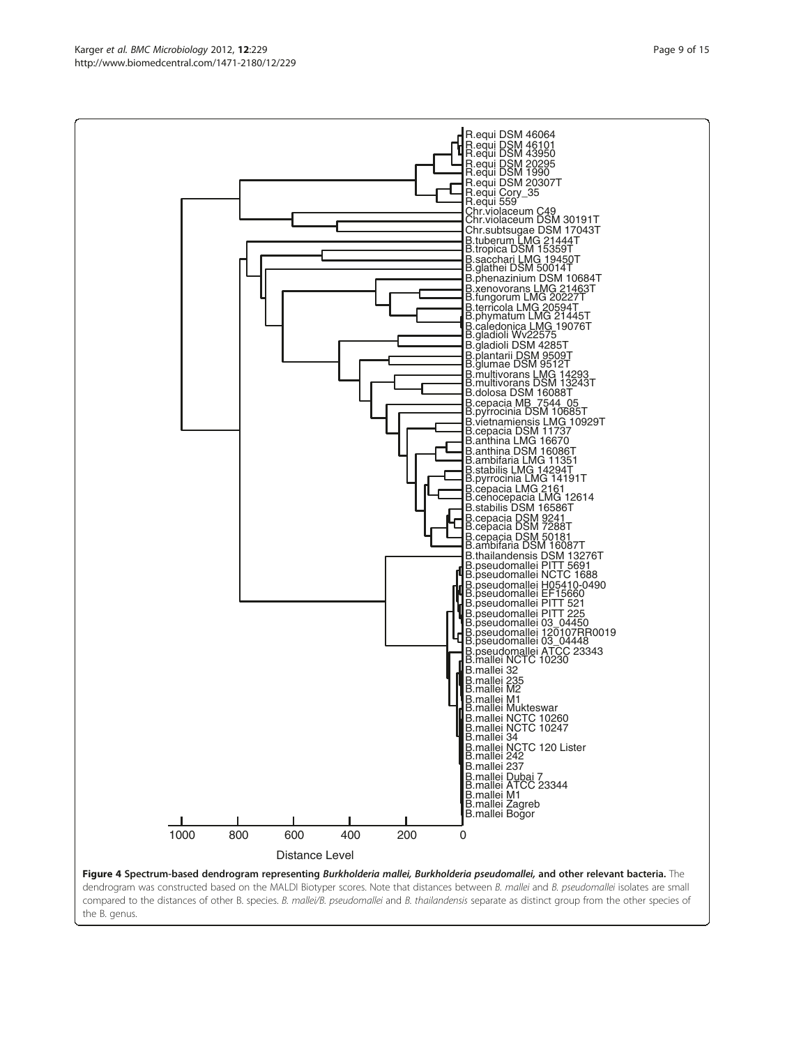**Figure 4 Spectrum-based dendrogram representing *Burkholderia mallei, Burkholderia pseudomallei,* and other relevant bacteria.** The dendrogram was constructed based on the MALDI Biotyper scores. Note that distances between *B. mallei* and *B. pseudomallei* isolates are small compared to the distances of other B. species. *B. mallei/B. pseudomallei* and *B. thailandensis* separate as distinct group from the other species of the B. genus.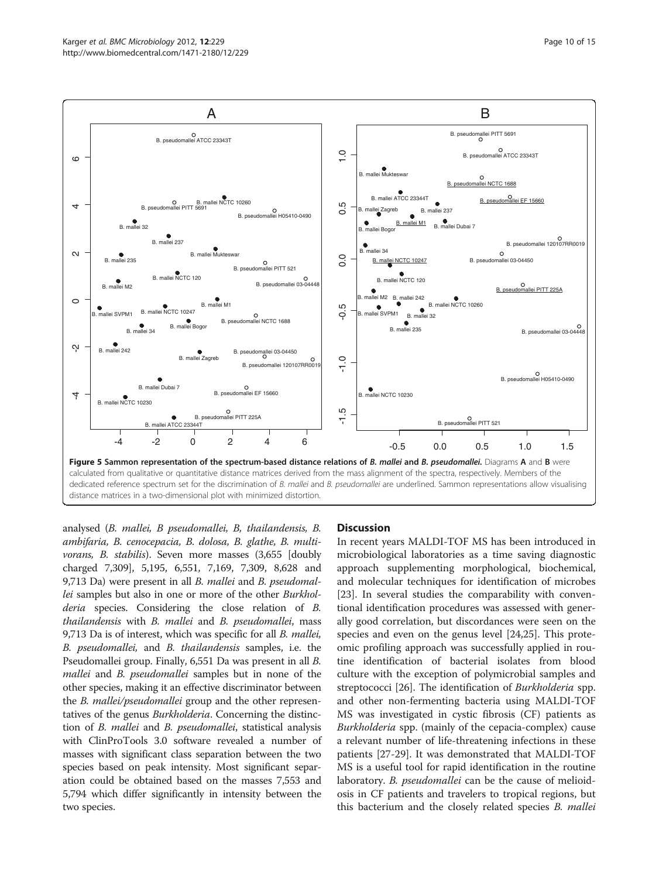**Figure 5 Sammon representation of the spectrum-based distance relations of *B. mallei* and *B. pseudomallei*.** Diagrams **A** and **B** were calculated from qualitative or quantitative distance matrices derived from the mass alignment of the spectra, respectively. Members of the dedicated reference spectrum set for the discrimination of *B. mallei* and *B. pseudomallei* are underlined. Sammon representations allow visualising distance matrices in a two-dimensional plot with minimized distortion.

analysed (*B. mallei, B pseudomallei, B, thailandensis, B. ambifaria, B. cenocepacia, B. dolosa, B. glathe, B. multivorans, B. stabilis*). Seven more masses (3,655 [doubly charged 7,309], 5,195, 6,551, 7,169, 7,309, 8,628 and 9,713 Da) were present in all *B. mallei* and *B. pseudomallei* samples but also in one or more of the other *Burkholderia* species. Considering the close relation of *B. thailandensis* with *B. mallei* and *B. pseudomallei*, mass 9,713 Da is of interest, which was specific for all *B. mallei, B. pseudomallei,* and *B. thailandensis* samples, i.e. the Pseudomallei group. Finally, 6,551 Da was present in all *B. mallei* and *B. pseudomallei* samples but in none of the other species, making it an effective discriminator between the *B. mallei/pseudomallei* group and the other representatives of the genus *Burkholderia*. Concerning the distinction of *B. mallei* and *B. pseudomallei*, statistical analysis with ClinProTools 3.0 software revealed a number of masses with significant class separation between the two species based on peak intensity. Most significant separation could be obtained based on the masses 7,553 and 5,794 which differ significantly in intensity between the two species.

## Discussion

In recent years MALDI-TOF MS has been introduced in microbiological laboratories as a time saving diagnostic approach supplementing morphological, biochemical, and molecular techniques for identification of microbes [23]. In several studies the comparability with conventional identification procedures was assessed with generally good correlation, but discordances were seen on the species and even on the genus level [24,25]. This proteomic profiling approach was successfully applied in routine identification of bacterial isolates from blood culture with the exception of polymicrobial samples and streptococci [26]. The identification of *Burkholderia* spp. and other non-fermenting bacteria using MALDI-TOF MS was investigated in cystic fibrosis (CF) patients as *Burkholderia* spp. (mainly of the cepacia-complex) cause a relevant number of life-threatening infections in these patients [27-29]. It was demonstrated that MALDI-TOF MS is a useful tool for rapid identification in the routine laboratory. *B. pseudomallei* can be the cause of melioidosis in CF patients and travelers to tropical regions, but this bacterium and the closely related species *B. mallei*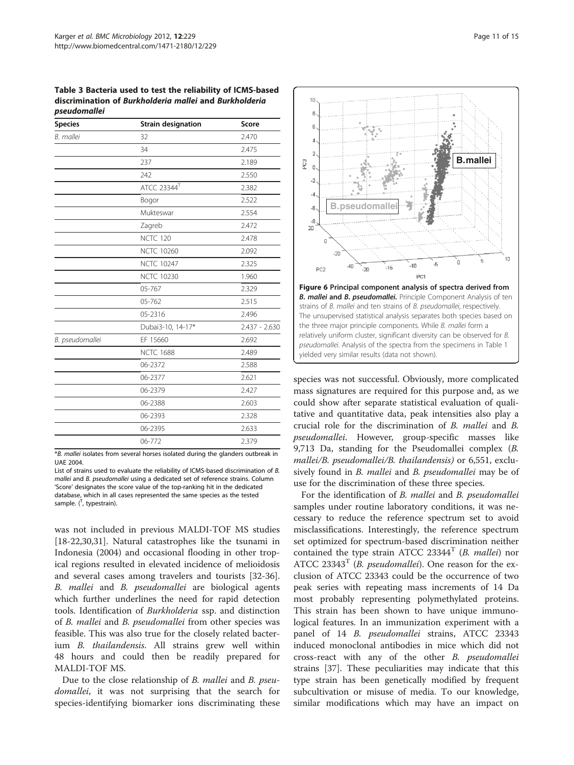**Table 3 Bacteria used to test the reliability of ICMS-based discrimination of *Burkholderia mallei* and *Burkholderia pseudomallei***

| Species | Strain designation | Score |
|---|---|---|
| *B. mallei* | 32 | 2.470 |
| | 34 | 2.475 |
| | 237 | 2.189 |
| | 242 | 2.550 |
| | ATCC 23344$^T$ | 2.382 |
| | Bogor | 2.522 |
| | Mukteswar | 2.554 |
| | Zagreb | 2.472 |
| | NCTC 120 | 2.478 |
| | NCTC 10260 | 2.092 |
| | NCTC 10247 | 2.325 |
| | NCTC 10230 | 1.960 |
| | 05-767 | 2.329 |
| | 05-762 | 2.515 |
| | 05-2316 | 2.496 |
| | Dubai3-10, 14-17* | 2.437 - 2.630 |
| *B. pseudomallei* | EF 15660 | 2.692 |
| | NCTC 1688 | 2.489 |
| | 06-2372 | 2.588 |
| | 06-2377 | 2.621 |
| | 06-2379 | 2.427 |
| | 06-2388 | 2.603 |
| | 06-2393 | 2.328 |
| | 06-2395 | 2.633 |
| | 06-772 | 2.379 |

*B. mallei isolates from several horses isolated during the glanders outbreak in UAE 2004.

List of strains used to evaluate the reliability of ICMS-based discrimination of *B. mallei* and *B. pseudomallei* using a dedicated set of reference strains. Column 'Score' designates the score value of the top-ranking hit in the dedicated database, which in all cases represented the same species as the tested sample. ($^T$, typestrain).

was not included in previous MALDI-TOF MS studies [18-22,30,31]. Natural catastrophes like the tsunami in Indonesia (2004) and occasional flooding in other tropical regions resulted in elevated incidence of melioidosis and several cases among travelers and tourists [32-36]. *B. mallei* and *B. pseudomallei* are biological agents which further underlines the need for rapid detection tools. Identification of *Burkholderia* ssp. and distinction of *B. mallei* and *B. pseudomallei* from other species was feasible. This was also true for the closely related bacterium *B. thailandensis*. All strains grew well within 48 hours and could then be readily prepared for MALDI-TOF MS.

Due to the close relationship of *B. mallei* and *B. pseudomallei*, it was not surprising that the search for species-identifying biomarker ions discriminating these species was not successful. Obviously, more complicated mass signatures are required for this purpose and, as we could show after separate statistical evaluation of qualitative and quantitative data, peak intensities also play a crucial role for the discrimination of *B. mallei* and *B. pseudomallei*. However, group-specific masses like 9,713 Da, standing for the Pseudomallei complex (*B. mallei/B. pseudomallei/B. thailandensis)* or 6,551, exclusively found in *B. mallei* and *B. pseudomallei* may be of use for the discrimination of these three species.

**Figure 6 Principal component analysis of spectra derived from *B. mallei* and *B. pseudomallei*.** Principle Component Analysis of ten strains of *B. mallei* and ten strains of *B. pseudomallei*, respectively. The unsupervised statistical analysis separates both species based on the three major principle components. While *B. mallei* form a relatively uniform cluster, significant diversity can be observed for *B. pseudomallei*. Analysis of the spectra from the specimens in Table 1 yielded very similar results (data not shown).

For the identification of *B. mallei* and *B. pseudomallei* samples under routine laboratory conditions, it was necessary to reduce the reference spectrum set to avoid misclassifications. Interestingly, the reference spectrum set optimized for spectrum-based discrimination neither contained the type strain ATCC 23344$^T$ (*B. mallei*) nor ATCC 23343$^T$ (*B. pseudomallei*). One reason for the exclusion of ATCC 23343 could be the occurrence of two peak series with repeating mass increments of 14 Da most probably representing polymethylated proteins. This strain has been shown to have unique immunological features. In an immunization experiment with a panel of 14 *B. pseudomallei* strains, ATCC 23343 induced monoclonal antibodies in mice which did not cross-react with any of the other *B. pseudomallei* strains [37]. These peculiarities may indicate that this type strain has been genetically modified by frequent subcultivation or misuse of media. To our knowledge, similar modifications which may have an impact on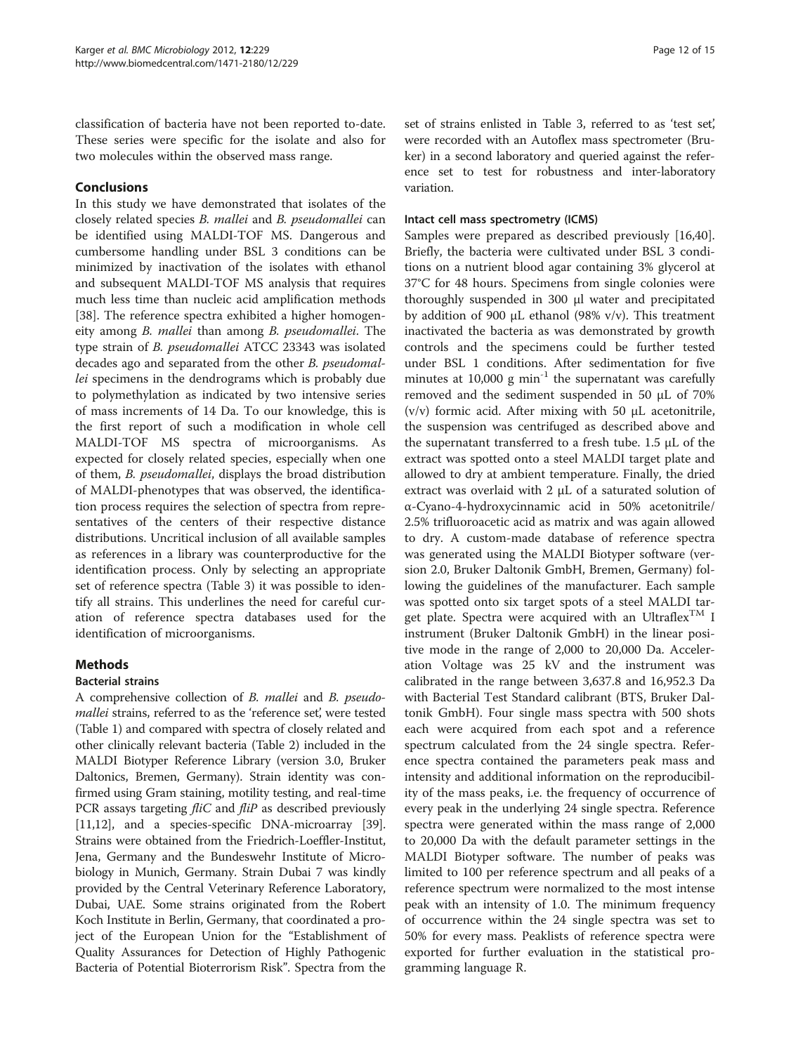classification of bacteria have not been reported to-date. These series were specific for the isolate and also for two molecules within the observed mass range.

## Conclusions

In this study we have demonstrated that isolates of the closely related species *B. mallei* and *B. pseudomallei* can be identified using MALDI-TOF MS. Dangerous and cumbersome handling under BSL 3 conditions can be minimized by inactivation of the isolates with ethanol and subsequent MALDI-TOF MS analysis that requires much less time than nucleic acid amplification methods [38]. The reference spectra exhibited a higher homogeneity among *B. mallei* than among *B. pseudomallei*. The type strain of *B. pseudomallei* ATCC 23343 was isolated decades ago and separated from the other *B. pseudomallei* specimens in the dendrograms which is probably due to polymethylation as indicated by two intensive series of mass increments of 14 Da. To our knowledge, this is the first report of such a modification in whole cell MALDI-TOF MS spectra of microorganisms. As expected for closely related species, especially when one of them, *B. pseudomallei*, displays the broad distribution of MALDI-phenotypes that was observed, the identification process requires the selection of spectra from representatives of the centers of their respective distance distributions. Uncritical inclusion of all available samples as references in a library was counterproductive for the identification process. Only by selecting an appropriate set of reference spectra (Table 3) it was possible to identify all strains. This underlines the need for careful curation of reference spectra databases used for the identification of microorganisms.

## Methods

### Bacterial strains

A comprehensive collection of *B. mallei* and *B. pseudomallei* strains, referred to as the 'reference set', were tested (Table 1) and compared with spectra of closely related and other clinically relevant bacteria (Table 2) included in the MALDI Biotyper Reference Library (version 3.0, Bruker Daltonics, Bremen, Germany). Strain identity was confirmed using Gram staining, motility testing, and real-time PCR assays targeting *fliC* and *fliP* as described previously [11,12], and a species-specific DNA-microarray [39]. Strains were obtained from the Friedrich-Loeffler-Institut, Jena, Germany and the Bundeswehr Institute of Microbiology in Munich, Germany. Strain Dubai 7 was kindly provided by the Central Veterinary Reference Laboratory, Dubai, UAE. Some strains originated from the Robert Koch Institute in Berlin, Germany, that coordinated a project of the European Union for the "Establishment of Quality Assurances for Detection of Highly Pathogenic Bacteria of Potential Bioterrorism Risk". Spectra from the set of strains enlisted in Table 3, referred to as 'test set', were recorded with an Autoflex mass spectrometer (Bruker) in a second laboratory and queried against the reference set to test for robustness and inter-laboratory variation.

### Intact cell mass spectrometry (ICMS)

Samples were prepared as described previously [16,40]. Briefly, the bacteria were cultivated under BSL 3 conditions on a nutrient blood agar containing 3% glycerol at 37°C for 48 hours. Specimens from single colonies were thoroughly suspended in 300 µl water and precipitated by addition of 900 µL ethanol (98% v/v). This treatment inactivated the bacteria as was demonstrated by growth controls and the specimens could be further tested under BSL 1 conditions. After sedimentation for five minutes at 10,000 g $min^{-1}$ the supernatant was carefully removed and the sediment suspended in 50 µL of 70% (v/v) formic acid. After mixing with 50 µL acetonitrile, the suspension was centrifuged as described above and the supernatant transferred to a fresh tube. 1.5 µL of the extract was spotted onto a steel MALDI target plate and allowed to dry at ambient temperature. Finally, the dried extract was overlaid with 2 µL of a saturated solution of α-Cyano-4-hydroxycinnamic acid in 50% acetonitrile/2.5% trifluoroacetic acid as matrix and was again allowed to dry. A custom-made database of reference spectra was generated using the MALDI Biotyper software (version 2.0, Bruker Daltonik GmbH, Bremen, Germany) following the guidelines of the manufacturer. Each sample was spotted onto six target spots of a steel MALDI target plate. Spectra were acquired with an Ultraflex™ I instrument (Bruker Daltonik GmbH) in the linear positive mode in the range of 2,000 to 20,000 Da. Acceleration Voltage was 25 kV and the instrument was calibrated in the range between 3,637.8 and 16,952.3 Da with Bacterial Test Standard calibrant (BTS, Bruker Daltonik GmbH). Four single mass spectra with 500 shots each were acquired from each spot and a reference spectrum calculated from the 24 single spectra. Reference spectra contained the parameters peak mass and intensity and additional information on the reproducibility of the mass peaks, i.e. the frequency of occurrence of every peak in the underlying 24 single spectra. Reference spectra were generated within the mass range of 2,000 to 20,000 Da with the default parameter settings in the MALDI Biotyper software. The number of peaks was limited to 100 per reference spectrum and all peaks of a reference spectrum were normalized to the most intense peak with an intensity of 1.0. The minimum frequency of occurrence within the 24 single spectra was set to 50% for every mass. Peaklists of reference spectra were exported for further evaluation in the statistical programming language R.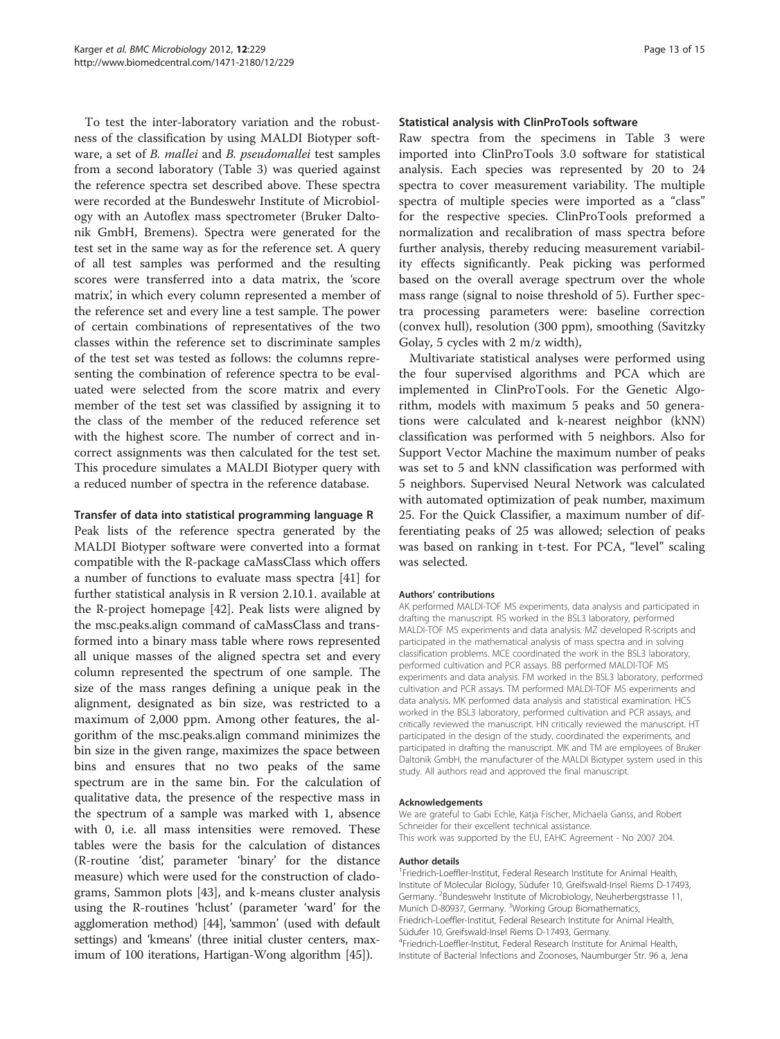To test the inter-laboratory variation and the robustness of the classification by using MALDI Biotyper software, a set of *B. mallei* and *B. pseudomallei* test samples from a second laboratory (Table 3) was queried against the reference spectra set described above. These spectra were recorded at the Bundeswehr Institute of Microbiology with an Autoflex mass spectrometer (Bruker Daltonik GmbH, Bremens). Spectra were generated for the test set in the same way as for the reference set. A query of all test samples was performed and the resulting scores were transferred into a data matrix, the 'score matrix', in which every column represented a member of the reference set and every line a test sample. The power of certain combinations of representatives of the two classes within the reference set to discriminate samples of the test set was tested as follows: the columns representing the combination of reference spectra to be evaluated were selected from the score matrix and every member of the test set was classified by assigning it to the class of the member of the reduced reference set with the highest score. The number of correct and incorrect assignments was then calculated for the test set. This procedure simulates a MALDI Biotyper query with a reduced number of spectra in the reference database.

#### Transfer of data into statistical programming language R

Peak lists of the reference spectra generated by the MALDI Biotyper software were converted into a format compatible with the R-package caMassClass which offers a number of functions to evaluate mass spectra [41] for further statistical analysis in R version 2.10.1. available at the R-project homepage [42]. Peak lists were aligned by the msc.peaks.align command of caMassClass and transformed into a binary mass table where rows represented all unique masses of the aligned spectra set and every column represented the spectrum of one sample. The size of the mass ranges defining a unique peak in the alignment, designated as bin size, was restricted to a maximum of 2,000 ppm. Among other features, the algorithm of the msc.peaks.align command minimizes the bin size in the given range, maximizes the space between bins and ensures that no two peaks of the same spectrum are in the same bin. For the calculation of qualitative data, the presence of the respective mass in the spectrum of a sample was marked with 1, absence with 0, i.e. all mass intensities were removed. These tables were the basis for the calculation of distances (R-routine 'dist', parameter 'binary' for the distance measure) which were used for the construction of cladograms, Sammon plots [43], and k-means cluster analysis using the R-routines 'hclust' (parameter 'ward' for the agglomeration method) [44], 'sammon' (used with default settings) and 'kmeans' (three initial cluster centers, maximum of 100 iterations, Hartigan-Wong algorithm [45]).

#### Statistical analysis with ClinProTools software

Raw spectra from the specimens in Table 3 were imported into ClinProTools 3.0 software for statistical analysis. Each species was represented by 20 to 24 spectra to cover measurement variability. The multiple spectra of multiple species were imported as a "class" for the respective species. ClinProTools preformed a normalization and recalibration of mass spectra before further analysis, thereby reducing measurement variability effects significantly. Peak picking was performed based on the overall average spectrum over the whole mass range (signal to noise threshold of 5). Further spectra processing parameters were: baseline correction (convex hull), resolution (300 ppm), smoothing (Savitzky Golay, 5 cycles with 2 m/z width),

Multivariate statistical analyses were performed using the four supervised algorithms and PCA which are implemented in ClinProTools. For the Genetic Algorithm, models with maximum 5 peaks and 50 generations were calculated and k-nearest neighbor (kNN) classification was performed with 5 neighbors. Also for Support Vector Machine the maximum number of peaks was set to 5 and kNN classification was performed with 5 neighbors. Supervised Neural Network was calculated with automated optimization of peak number, maximum 25. For the Quick Classifier, a maximum number of differentiating peaks of 25 was allowed; selection of peaks was based on ranking in t-test. For PCA, "level" scaling was selected.

#### Authors' contributions

AK performed MALDI-TOF MS experiments, data analysis and participated in drafting the manuscript. RS worked in the BSL3 laboratory, performed MALDI-TOF MS experiments and data analysis. MZ developed R-scripts and participated in the mathematical analysis of mass spectra and in solving classification problems. MCE coordinated the work in the BSL3 laboratory, performed cultivation and PCR assays. BB performed MALDI-TOF MS experiments and data analysis. FM worked in the BSL3 laboratory, performed cultivation and PCR assays. TM performed MALDI-TOF MS experiments and data analysis. MK performed data analysis and statistical examination. HCS worked in the BSL3 laboratory, performed cultivation and PCR assays, and critically reviewed the manuscript. HN critically reviewed the manuscript. HT participated in the design of the study, coordinated the experiments, and participated in drafting the manuscript. MK and TM are employees of Bruker Daltonik GmbH, the manufacturer of the MALDI Biotyper system used in this study. All authors read and approved the final manuscript.

#### Acknowledgements

We are grateful to Gabi Echle, Katja Fischer, Michaela Ganss, and Robert Schneider for their excellent technical assistance.
This work was supported by the EU, EAHC Agreement - No 2007 204.

#### Author details

[1]Friedrich-Loeffler-Institut, Federal Research Institute for Animal Health, Institute of Molecular Biology, Südufer 10, Greifswald-Insel Riems D-17493, Germany. [2]Bundeswehr Institute of Microbiology, Neuherbergstrasse 11, Munich D-80937, Germany. [3]Working Group Biomathematics, Friedrich-Loeffler-Institut, Federal Research Institute for Animal Health, Südufer 10, Greifswald-Insel Riems D-17493, Germany. [4]Friedrich-Loeffler-Institut, Federal Research Institute for Animal Health, Institute of Bacterial Infections and Zoonoses, Naumburger Str. 96 a, Jena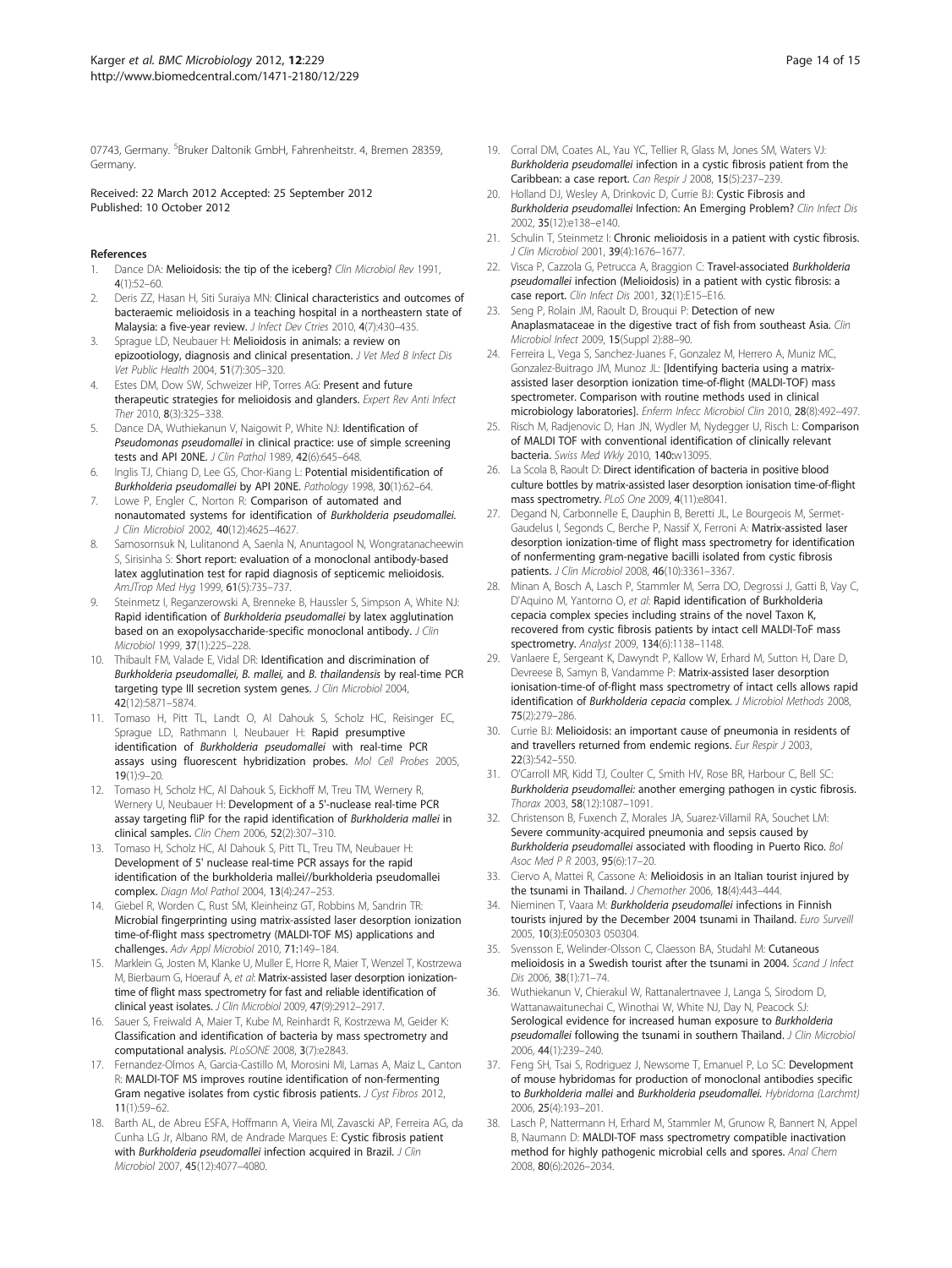07743, Germany. [5]Bruker Daltonik GmbH, Fahrenheitstr. 4, Bremen 28359, Germany.

Received: 22 March 2012 Accepted: 25 September 2012
Published: 10 October 2012

## References

1. Dance DA: **Melioidosis: the tip of the iceberg?** *Clin Microbiol Rev* 1991, **4**(1):52–60.
2. Deris ZZ, Hasan H, Siti Suraiya MN: **Clinical characteristics and outcomes of bacteraemic melioidosis in a teaching hospital in a northeastern state of Malaysia: a five-year review.** *J Infect Dev Ctries* 2010, **4**(7):430–435.
3. Sprague LD, Neubauer H: **Melioidosis in animals: a review on epizootiology, diagnosis and clinical presentation.** *J Vet Med B Infect Dis Vet Public Health* 2004, **51**(7):305–320.
4. Estes DM, Dow SW, Schweizer HP, Torres AG: **Present and future therapeutic strategies for melioidosis and glanders.** *Expert Rev Anti Infect Ther* 2010, **8**(3):325–338.
5. Dance DA, Wuthiekanun V, Naigowit P, White NJ: **Identification of *Pseudomonas pseudomallei* in clinical practice: use of simple screening tests and API 20NE.** *J Clin Pathol* 1989, **42**(6):645–648.
6. Inglis TJ, Chiang D, Lee GS, Chor-Kiang L: **Potential misidentification of *Burkholderia pseudomallei* by API 20NE.** *Pathology* 1998, **30**(1):62–64.
7. Lowe P, Engler C, Norton R: **Comparison of automated and nonautomated systems for identification of *Burkholderia pseudomallei*.** *J Clin Microbiol* 2002, **40**(12):4625–4627.
8. Samosornsuk N, Lulitanond A, Saenla N, Anuntagool N, Wongratanacheewin S, Sirisinha S: **Short report: evaluation of a monoclonal antibody-based latex agglutination test for rapid diagnosis of septicemic melioidosis.** *AmJTrop Med Hyg* 1999, **61**(5):735–737.
9. Steinmetz I, Reganzerowski A, Brenneke B, Haussler S, Simpson A, White NJ: **Rapid identification of *Burkholderia pseudomallei* by latex agglutination based on an exopolysaccharide-specific monoclonal antibody.** *J Clin Microbiol* 1999, **37**(1):225–228.
10. Thibault FM, Valade E, Vidal DR: **Identification and discrimination of *Burkholderia pseudomallei, B. mallei,* and *B. thailandensis* by real-time PCR targeting type III secretion system genes.** *J Clin Microbiol* 2004, **42**(12):5871–5874.
11. Tomaso H, Pitt TL, Landt O, Al Dahouk S, Scholz HC, Reisinger EC, Sprague LD, Rathmann I, Neubauer H: **Rapid presumptive identification of *Burkholderia pseudomallei* with real-time PCR assays using fluorescent hybridization probes.** *Mol Cell Probes* 2005, **19**(1):9–20.
12. Tomaso H, Scholz HC, Al Dahouk S, Eickhoff M, Treu TM, Wernery R, Wernery U, Neubauer H: **Development of a 5'-nuclease real-time PCR assay targeting fliP for the rapid identification of *Burkholderia mallei* in clinical samples.** *Clin Chem* 2006, **52**(2):307–310.
13. Tomaso H, Scholz HC, Al Dahouk S, Pitt TL, Treu TM, Neubauer H: **Development of 5' nuclease real-time PCR assays for the rapid identification of the burkholderia mallei//burkholderia pseudomallei complex.** *Diagn Mol Pathol* 2004, **13**(4):247–253.
14. Giebel R, Worden C, Rust SM, Kleinheinz GT, Robbins M, Sandrin TR: **Microbial fingerprinting using matrix-assisted laser desorption ionization time-of-flight mass spectrometry (MALDI-TOF MS) applications and challenges.** *Adv Appl Microbiol* 2010, **71**:149–184.
15. Marklein G, Josten M, Klanke U, Muller E, Horre R, Maier T, Wenzel T, Kostrzewa M, Bierbaum G, Hoerauf A, *et al*: **Matrix-assisted laser desorption ionization-time of flight mass spectrometry for fast and reliable identification of clinical yeast isolates.** *J Clin Microbiol* 2009, **47**(9):2912–2917.
16. Sauer S, Freiwald A, Maier T, Kube M, Reinhardt R, Kostrzewa M, Geider K: **Classification and identification of bacteria by mass spectrometry and computational analysis.** *PLoSONE* 2008, **3**(7):e2843.
17. Fernandez-Olmos A, Garcia-Castillo M, Morosini MI, Lamas A, Maiz L, Canton R: **MALDI-TOF MS improves routine identification of non-fermenting Gram negative isolates from cystic fibrosis patients.** *J Cyst Fibros* 2012, **11**(1):59–62.
18. Barth AL, de Abreu ESFA, Hoffmann A, Vieira MI, Zavascki AP, Ferreira AG, da Cunha LG Jr, Albano RM, de Andrade Marques E: **Cystic fibrosis patient with *Burkholderia pseudomallei* infection acquired in Brazil.** *J Clin Microbiol* 2007, **45**(12):4077–4080.
19. Corral DM, Coates AL, Yau YC, Tellier R, Glass M, Jones SM, Waters VJ: ***Burkholderia pseudomallei* infection in a cystic fibrosis patient from the Caribbean: a case report.** *Can Respir J* 2008, **15**(5):237–239.
20. Holland DJ, Wesley A, Drinkovic D, Currie BJ: **Cystic Fibrosis and *Burkholderia pseudomallei* Infection: An Emerging Problem?** *Clin Infect Dis* 2002, **35**(12):e138–e140.
21. Schulin T, Steinmetz I: **Chronic melioidosis in a patient with cystic fibrosis.** *J Clin Microbiol* 2001, **39**(4):1676–1677.
22. Visca P, Cazzola G, Petrucca A, Braggion C: **Travel-associated *Burkholderia pseudomallei* infection (Melioidosis) in a patient with cystic fibrosis: a case report.** *Clin Infect Dis* 2001, **32**(1):E15–E16.
23. Seng P, Rolain JM, Raoult D, Brouqui P: **Detection of new Anaplasmataceae in the digestive tract of fish from southeast Asia.** *Clin Microbiol Infect* 2009, **15**(Suppl 2):88–90.
24. Ferreira L, Vega S, Sanchez-Juanes F, Gonzalez M, Herrero A, Muniz MC, Gonzalez-Buitrago JM, Munoz JL: **[Identifying bacteria using a matrix-assisted laser desorption ionization time-of-flight (MALDI-TOF) mass spectrometer. Comparison with routine methods used in clinical microbiology laboratories].** *Enferm Infecc Microbiol Clin* 2010, **28**(8):492–497.
25. Risch M, Radjenovic D, Han JN, Wydler M, Nydegger U, Risch L: **Comparison of MALDI TOF with conventional identification of clinically relevant bacteria.** *Swiss Med Wkly* 2010, **140**:w13095.
26. La Scola B, Raoult D: **Direct identification of bacteria in positive blood culture bottles by matrix-assisted laser desorption ionisation time-of-flight mass spectrometry.** *PLoS One* 2009, **4**(11):e8041.
27. Degand N, Carbonnelle E, Dauphin B, Beretti JL, Le Bourgeois M, Sermet-Gaudelus I, Segonds C, Berche P, Nassif X, Ferroni A: **Matrix-assisted laser desorption ionization-time of flight mass spectrometry for identification of nonfermenting gram-negative bacilli isolated from cystic fibrosis patients.** *J Clin Microbiol* 2008, **46**(10):3361–3367.
28. Minan A, Bosch A, Lasch P, Stammler M, Serra DO, Degrossi J, Gatti B, Vay C, D'Aquino M, Yantorno O, *et al*: **Rapid identification of Burkholderia cepacia complex species including strains of the novel Taxon K, recovered from cystic fibrosis patients by intact cell MALDI-ToF mass spectrometry.** *Analyst* 2009, **134**(6):1138–1148.
29. Vanlaere E, Sergeant K, Dawyndt P, Kallow W, Erhard M, Sutton H, Dare D, Devreese B, Samyn B, Vandamme P: **Matrix-assisted laser desorption ionisation-time-of-of-flight mass spectrometry of intact cells allows rapid identification of *Burkholderia cepacia* complex.** *J Microbiol Methods* 2008, **75**(2):279–286.
30. Currie BJ: **Melioidosis: an important cause of pneumonia in residents of and travellers returned from endemic regions.** *Eur Respir J* 2003, **22**(3):542–550.
31. O'Carroll MR, Kidd TJ, Coulter C, Smith HV, Rose BR, Harbour C, Bell SC: ***Burkholderia pseudomallei*: another emerging pathogen in cystic fibrosis.** *Thorax* 2003, **58**(12):1087–1091.
32. Christenson B, Fuxench Z, Morales JA, Suarez-Villamil RA, Souchet LM: **Severe community-acquired pneumonia and sepsis caused by *Burkholderia pseudomallei* associated with flooding in Puerto Rico.** *Bol Asoc Med P R* 2003, **95**(6):17–20.
33. Ciervo A, Mattei R, Cassone A: **Melioidosis in an Italian tourist injured by the tsunami in Thailand.** *J Chemother* 2006, **18**(4):443–444.
34. Nieminen T, Vaara M: ***Burkholderia pseudomallei* infections in Finnish tourists injured by the December 2004 tsunami in Thailand.** *Euro Surveill* 2005, **10**(3):E050303 050304.
35. Svensson E, Welinder-Olsson C, Claesson BA, Studahl M: **Cutaneous melioidosis in a Swedish tourist after the tsunami in 2004.** *Scand J Infect Dis* 2006, **38**(1):71–74.
36. Wuthiekanun V, Chierakul W, Rattanalertnavee J, Langa S, Sirodom D, Wattanawaitunechai C, Winothai W, White NJ, Day N, Peacock SJ: **Serological evidence for increased human exposure to *Burkholderia pseudomallei* following the tsunami in southern Thailand.** *J Clin Microbiol* 2006, **44**(1):239–240.
37. Feng SH, Tsai S, Rodriguez J, Newsome T, Emanuel P, Lo SC: **Development of mouse hybridomas for production of monoclonal antibodies specific to *Burkholderia mallei* and *Burkholderia pseudomallei*.** *Hybridoma (Larchmt)* 2006, **25**(4):193–201.
38. Lasch P, Nattermann H, Erhard M, Stammler M, Grunow R, Bannert N, Appel B, Naumann D: **MALDI-TOF mass spectrometry compatible inactivation method for highly pathogenic microbial cells and spores.** *Anal Chem* 2008, **80**(6):2026–2034.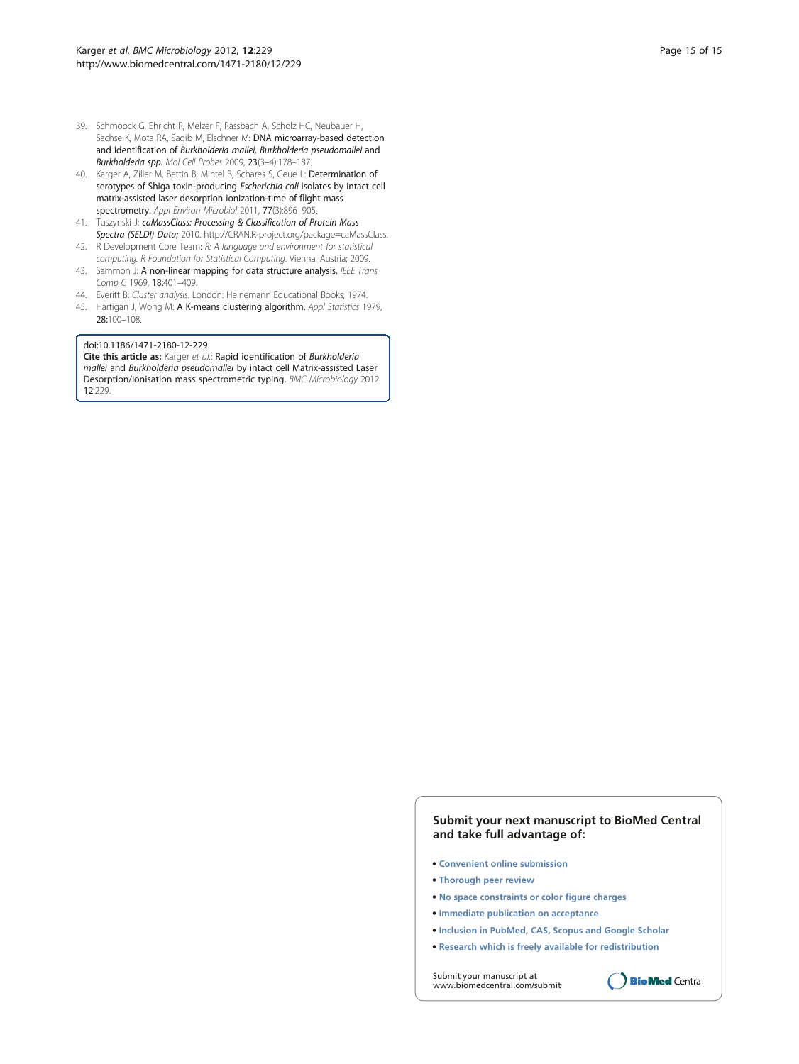39. Schmoock G, Ehricht R, Melzer F, Rassbach A, Scholz HC, Neubauer H, Sachse K, Mota RA, Saqib M, Elschner M: DNA microarray-based detection and identification of *Burkholderia mallei, Burkholderia pseudomallei* and *Burkholderia spp. Mol Cell Probes* 2009, **23**(3–4):178–187.
40. Karger A, Ziller M, Bettin B, Mintel B, Schares S, Geue L: Determination of serotypes of Shiga toxin-producing *Escherichia coli* isolates by intact cell matrix-assisted laser desorption ionization-time of flight mass spectrometry. *Appl Environ Microbiol* 2011, **77**(3):896–905.
41. Tuszynski J: *caMassClass: Processing & Classification of Protein Mass Spectra (SELDI) Data;* 2010. http://CRAN.R-project.org/package=caMassClass.
42. R Development Core Team: *R: A language and environment for statistical computing. R Foundation for Statistical Computing*. Vienna, Austria; 2009.
43. Sammon J: A non-linear mapping for data structure analysis. *IEEE Trans Comp C* 1969, **18**:401–409.
44. Everitt B: *Cluster analysis*. London: Heinemann Educational Books; 1974.
45. Hartigan J, Wong M: A K-means clustering algorithm. *Appl Statistics* 1979, **28**:100–108.

doi:10.1186/1471-2180-12-229

**Cite this article as:** Karger *et al.*: Rapid identification of *Burkholderia mallei* and *Burkholderia pseudomallei* by intact cell Matrix-assisted Laser Desorption/Ionisation mass spectrometric typing. *BMC Microbiology* 2012 **12**:229.

**Submit your next manuscript to BioMed Central and take full advantage of:**

- **Convenient online submission**
- **Thorough peer review**
- **No space constraints or color figure charges**
- **Immediate publication on acceptance**
- **Inclusion in PubMed, CAS, Scopus and Google Scholar**
- **Research which is freely available for redistribution**

Submit your manuscript at www.biomedcentral.com/submit

BioMed Central